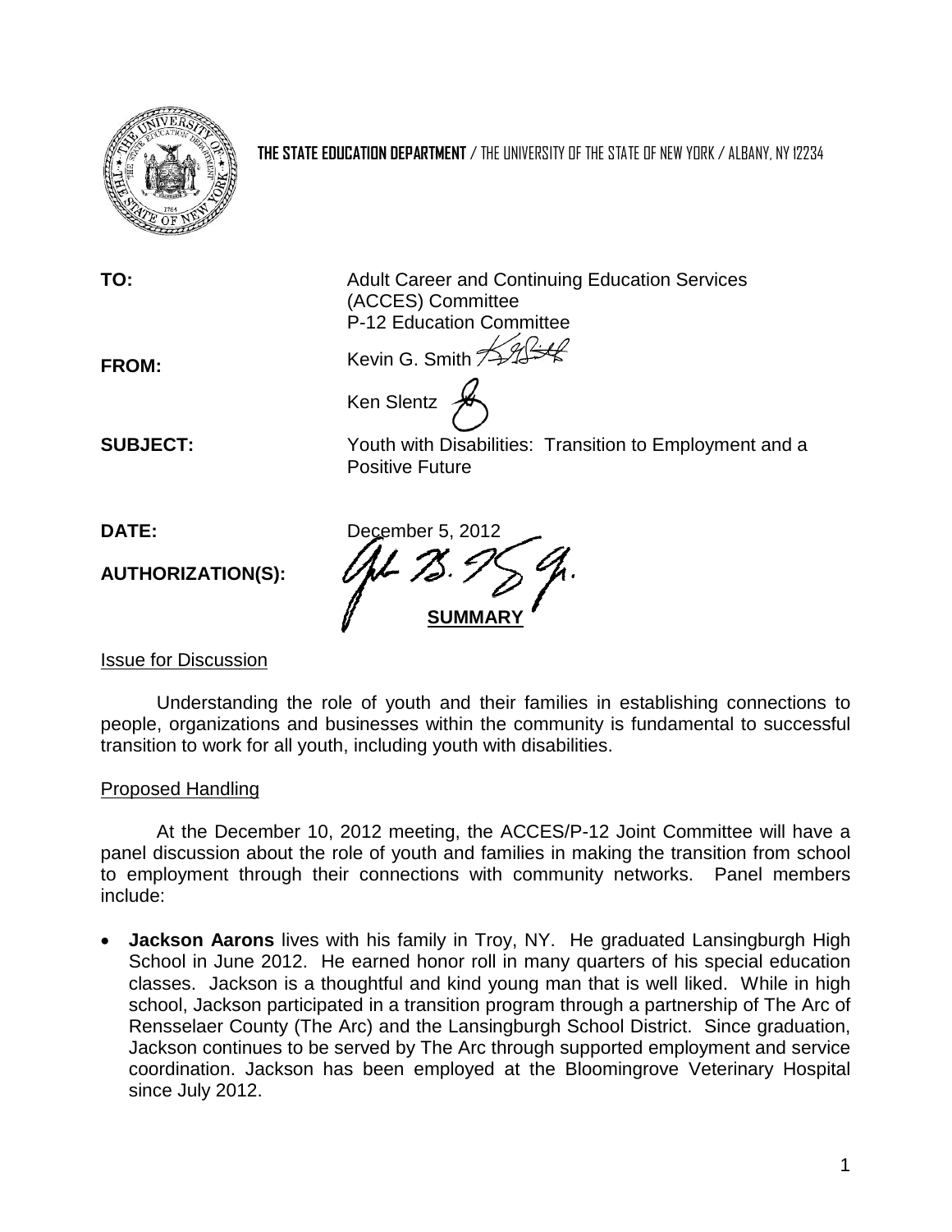**THE STATE EDUCATION DEPARTMENT** / THE UNIVERSITY OF THE STATE OF NEW YORK / ALBANY, NY 12234

| | |
|---|---|
| **TO:** | Adult Career and Continuing Education Services (ACCES) Committee<br>P-12 Education Committee |
| **FROM:** | Kevin G. Smith<br>Ken Slentz |
| **SUBJECT:** | Youth with Disabilities: Transition to Employment and a Positive Future |
| **DATE:** | December 5, 2012 |
| **AUTHORIZATION(S):** | |

## SUMMARY

### Issue for Discussion

Understanding the role of youth and their families in establishing connections to people, organizations and businesses within the community is fundamental to successful transition to work for all youth, including youth with disabilities.

### Proposed Handling

At the December 10, 2012 meeting, the ACCES/P-12 Joint Committee will have a panel discussion about the role of youth and families in making the transition from school to employment through their connections with community networks. Panel members include:

- **Jackson Aarons** lives with his family in Troy, NY. He graduated Lansingburgh High School in June 2012. He earned honor roll in many quarters of his special education classes. Jackson is a thoughtful and kind young man that is well liked. While in high school, Jackson participated in a transition program through a partnership of The Arc of Rensselaer County (The Arc) and the Lansingburgh School District. Since graduation, Jackson continues to be served by The Arc through supported employment and service coordination. Jackson has been employed at the Bloomingrove Veterinary Hospital since July 2012.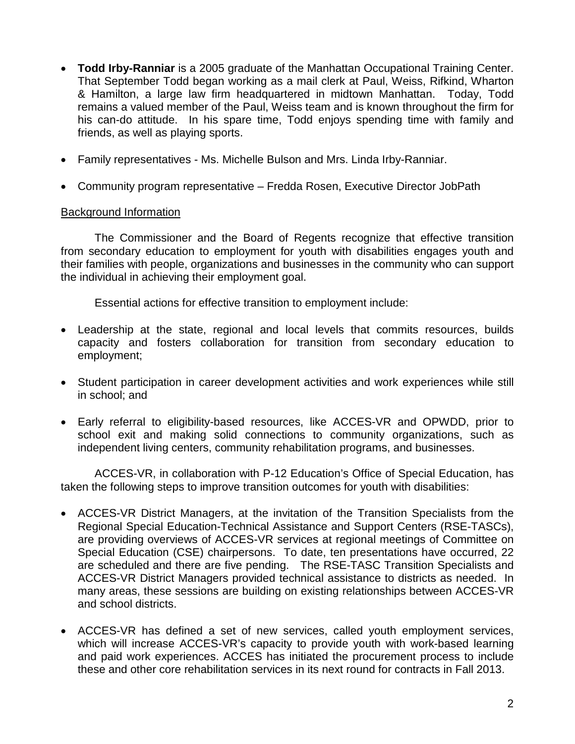- **Todd Irby-Ranniar** is a 2005 graduate of the Manhattan Occupational Training Center. That September Todd began working as a mail clerk at Paul, Weiss, Rifkind, Wharton & Hamilton, a large law firm headquartered in midtown Manhattan. Today, Todd remains a valued member of the Paul, Weiss team and is known throughout the firm for his can-do attitude. In his spare time, Todd enjoys spending time with family and friends, as well as playing sports.

- Family representatives - Ms. Michelle Bulson and Mrs. Linda Irby-Ranniar.

- Community program representative – Fredda Rosen, Executive Director JobPath

Background Information

The Commissioner and the Board of Regents recognize that effective transition from secondary education to employment for youth with disabilities engages youth and their families with people, organizations and businesses in the community who can support the individual in achieving their employment goal.

Essential actions for effective transition to employment include:

- Leadership at the state, regional and local levels that commits resources, builds capacity and fosters collaboration for transition from secondary education to employment;

- Student participation in career development activities and work experiences while still in school; and

- Early referral to eligibility-based resources, like ACCES-VR and OPWDD, prior to school exit and making solid connections to community organizations, such as independent living centers, community rehabilitation programs, and businesses.

ACCES-VR, in collaboration with P-12 Education's Office of Special Education, has taken the following steps to improve transition outcomes for youth with disabilities:

- ACCES-VR District Managers, at the invitation of the Transition Specialists from the Regional Special Education-Technical Assistance and Support Centers (RSE-TASCs), are providing overviews of ACCES-VR services at regional meetings of Committee on Special Education (CSE) chairpersons. To date, ten presentations have occurred, 22 are scheduled and there are five pending. The RSE-TASC Transition Specialists and ACCES-VR District Managers provided technical assistance to districts as needed. In many areas, these sessions are building on existing relationships between ACCES-VR and school districts.

- ACCES-VR has defined a set of new services, called youth employment services, which will increase ACCES-VR's capacity to provide youth with work-based learning and paid work experiences. ACCES has initiated the procurement process to include these and other core rehabilitation services in its next round for contracts in Fall 2013.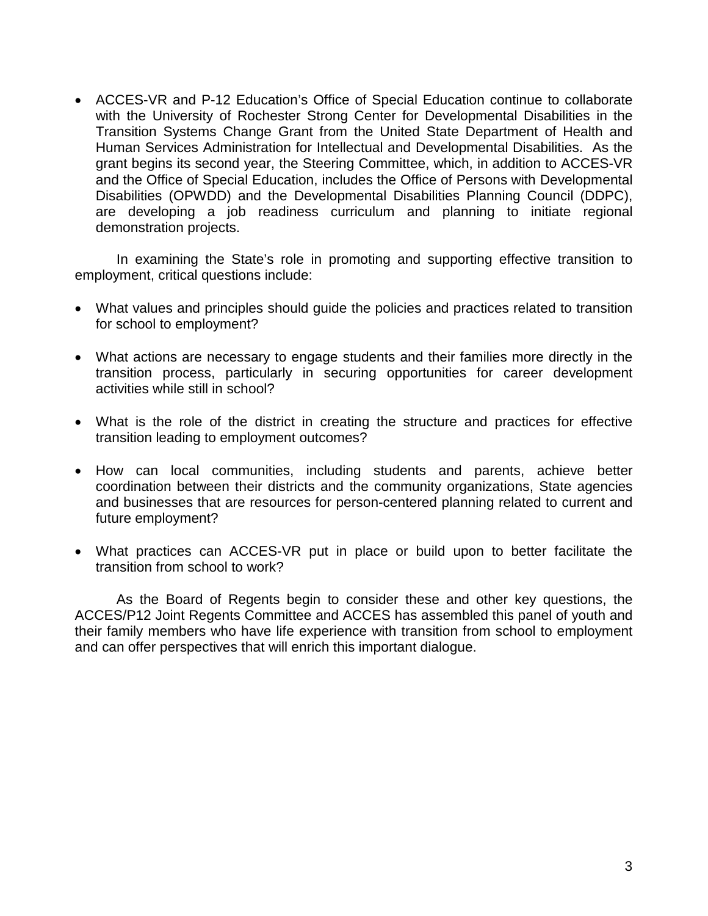- ACCES-VR and P-12 Education's Office of Special Education continue to collaborate with the University of Rochester Strong Center for Developmental Disabilities in the Transition Systems Change Grant from the United State Department of Health and Human Services Administration for Intellectual and Developmental Disabilities. As the grant begins its second year, the Steering Committee, which, in addition to ACCES-VR and the Office of Special Education, includes the Office of Persons with Developmental Disabilities (OPWDD) and the Developmental Disabilities Planning Council (DDPC), are developing a job readiness curriculum and planning to initiate regional demonstration projects.

In examining the State's role in promoting and supporting effective transition to employment, critical questions include:

- What values and principles should guide the policies and practices related to transition for school to employment?
- What actions are necessary to engage students and their families more directly in the transition process, particularly in securing opportunities for career development activities while still in school?
- What is the role of the district in creating the structure and practices for effective transition leading to employment outcomes?
- How can local communities, including students and parents, achieve better coordination between their districts and the community organizations, State agencies and businesses that are resources for person-centered planning related to current and future employment?
- What practices can ACCES-VR put in place or build upon to better facilitate the transition from school to work?

As the Board of Regents begin to consider these and other key questions, the ACCES/P12 Joint Regents Committee and ACCES has assembled this panel of youth and their family members who have life experience with transition from school to employment and can offer perspectives that will enrich this important dialogue.